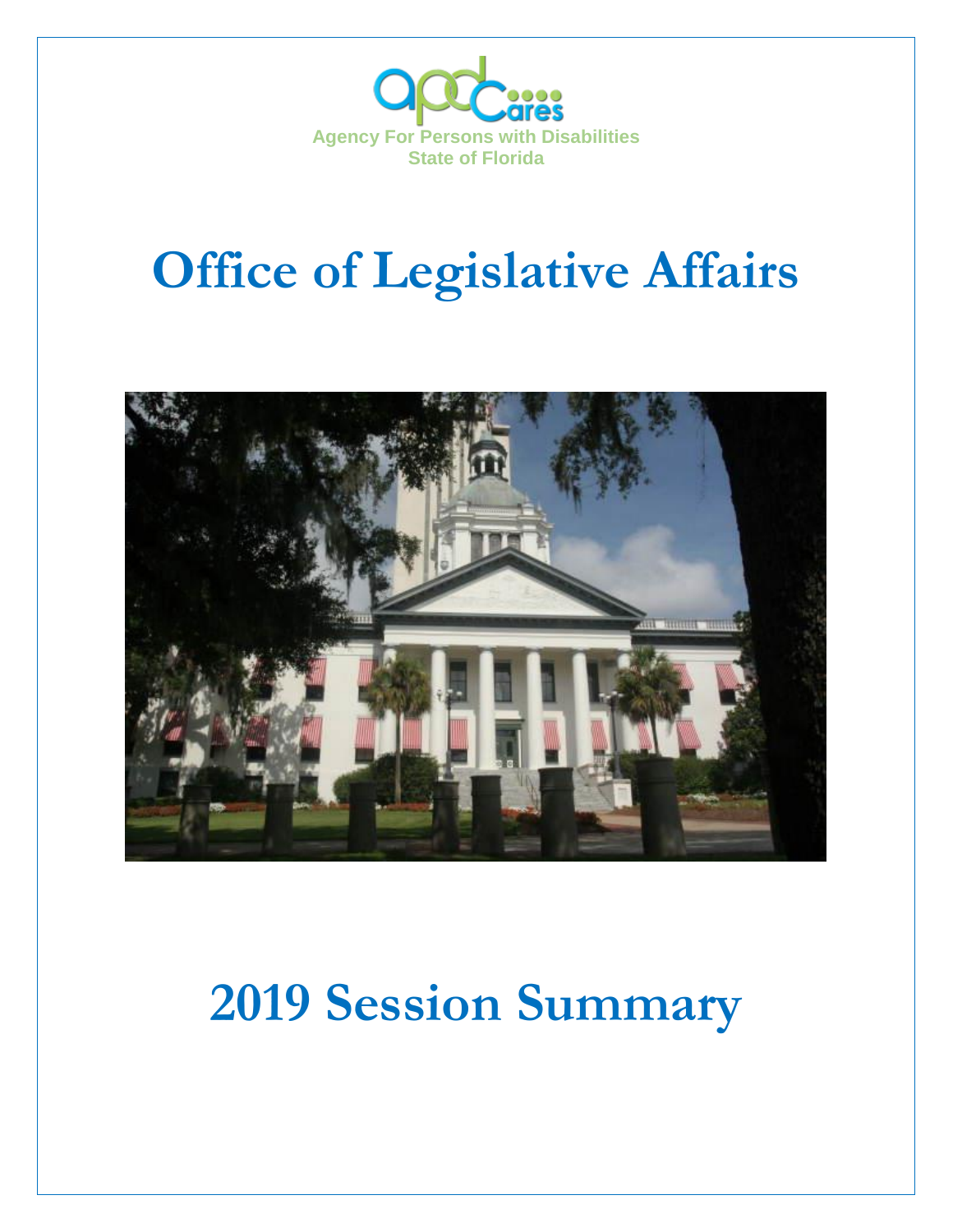Agency For Persons with Disabilities
State of Florida

# Office of Legislative Affairs

# 2019 Session Summary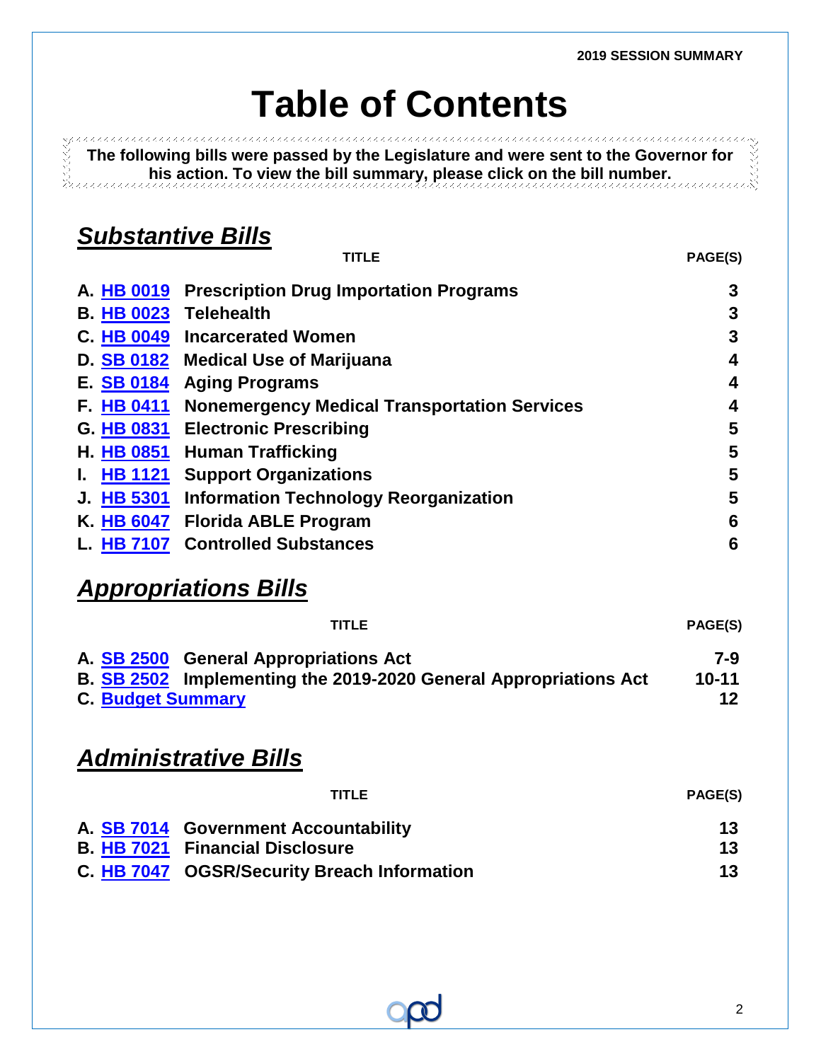# Table of Contents

**The following bills were passed by the Legislature and were sent to the Governor for his action. To view the bill summary, please click on the bill number.**

## *Substantive Bills*

| | | TITLE | PAGE(S) |
|---|---|---|---|
| A. | HB 0019 | Prescription Drug Importation Programs | 3 |
| B. | HB 0023 | Telehealth | 3 |
| C. | HB 0049 | Incarcerated Women | 3 |
| D. | SB 0182 | Medical Use of Marijuana | 4 |
| E. | SB 0184 | Aging Programs | 4 |
| F. | HB 0411 | Nonemergency Medical Transportation Services | 4 |
| G. | HB 0831 | Electronic Prescribing | 5 |
| H. | HB 0851 | Human Trafficking | 5 |
| I. | HB 1121 | Support Organizations | 5 |
| J. | HB 5301 | Information Technology Reorganization | 5 |
| K. | HB 6047 | Florida ABLE Program | 6 |
| L. | HB 7107 | Controlled Substances | 6 |

## *Appropriations Bills*

| | | TITLE | PAGE(S) |
|---|---|---|---|
| A. | SB 2500 | General Appropriations Act | 7-9 |
| B. | SB 2502 | Implementing the 2019-2020 General Appropriations Act | 10-11 |
| C. | Budget Summary | | 12 |

## *Administrative Bills*

| | | TITLE | PAGE(S) |
|---|---|---|---|
| A. | SB 7014 | Government Accountability | 13 |
| B. | HB 7021 | Financial Disclosure | 13 |
| C. | HB 7047 | OGSR/Security Breach Information | 13 |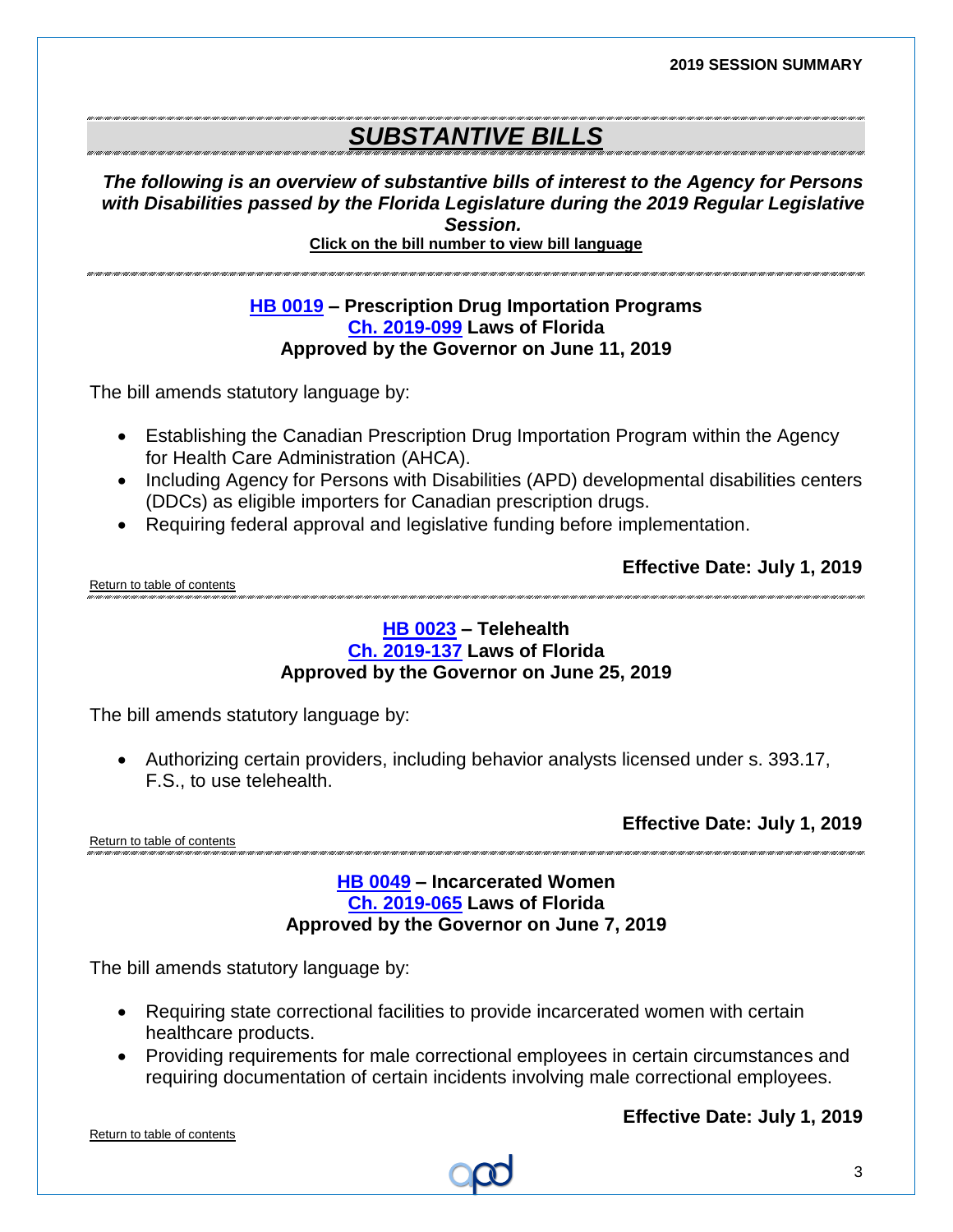# *SUBSTANTIVE BILLS*

***The following is an overview of substantive bills of interest to the Agency for Persons with Disabilities passed by the Florida Legislature during the 2019 Regular Legislative Session.***

**Click on the bill number to view bill language**

### HB 0019 – Prescription Drug Importation Programs
**Ch. 2019-099 Laws of Florida**
**Approved by the Governor on June 11, 2019**

The bill amends statutory language by:

- Establishing the Canadian Prescription Drug Importation Program within the Agency for Health Care Administration (AHCA).
- Including Agency for Persons with Disabilities (APD) developmental disabilities centers (DDCs) as eligible importers for Canadian prescription drugs.
- Requiring federal approval and legislative funding before implementation.

**Effective Date: July 1, 2019**

Return to table of contents

### HB 0023 – Telehealth
**Ch. 2019-137 Laws of Florida**
**Approved by the Governor on June 25, 2019**

The bill amends statutory language by:

- Authorizing certain providers, including behavior analysts licensed under s. 393.17, F.S., to use telehealth.

**Effective Date: July 1, 2019**

Return to table of contents

### HB 0049 – Incarcerated Women
**Ch. 2019-065 Laws of Florida**
**Approved by the Governor on June 7, 2019**

The bill amends statutory language by:

- Requiring state correctional facilities to provide incarcerated women with certain healthcare products.
- Providing requirements for male correctional employees in certain circumstances and requiring documentation of certain incidents involving male correctional employees.

**Effective Date: July 1, 2019**

Return to table of contents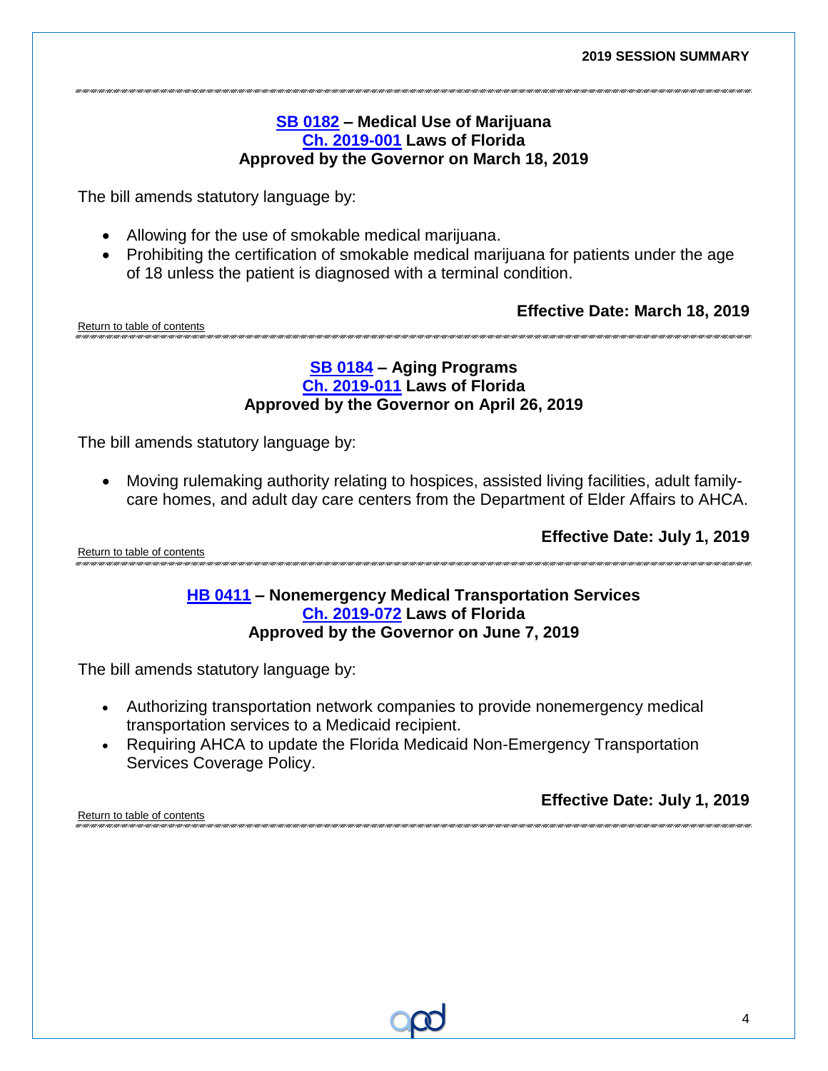### SB 0182 – Medical Use of Marijuana
### Ch. 2019-001 Laws of Florida
### Approved by the Governor on March 18, 2019

The bill amends statutory language by:

- Allowing for the use of smokable medical marijuana.
- Prohibiting the certification of smokable medical marijuana for patients under the age of 18 unless the patient is diagnosed with a terminal condition.

**Effective Date: March 18, 2019**

Return to table of contents

### SB 0184 – Aging Programs
### Ch. 2019-011 Laws of Florida
### Approved by the Governor on April 26, 2019

The bill amends statutory language by:

- Moving rulemaking authority relating to hospices, assisted living facilities, adult family-care homes, and adult day care centers from the Department of Elder Affairs to AHCA.

**Effective Date: July 1, 2019**

Return to table of contents

### HB 0411 – Nonemergency Medical Transportation Services
### Ch. 2019-072 Laws of Florida
### Approved by the Governor on June 7, 2019

The bill amends statutory language by:

- Authorizing transportation network companies to provide nonemergency medical transportation services to a Medicaid recipient.
- Requiring AHCA to update the Florida Medicaid Non-Emergency Transportation Services Coverage Policy.

**Effective Date: July 1, 2019**

Return to table of contents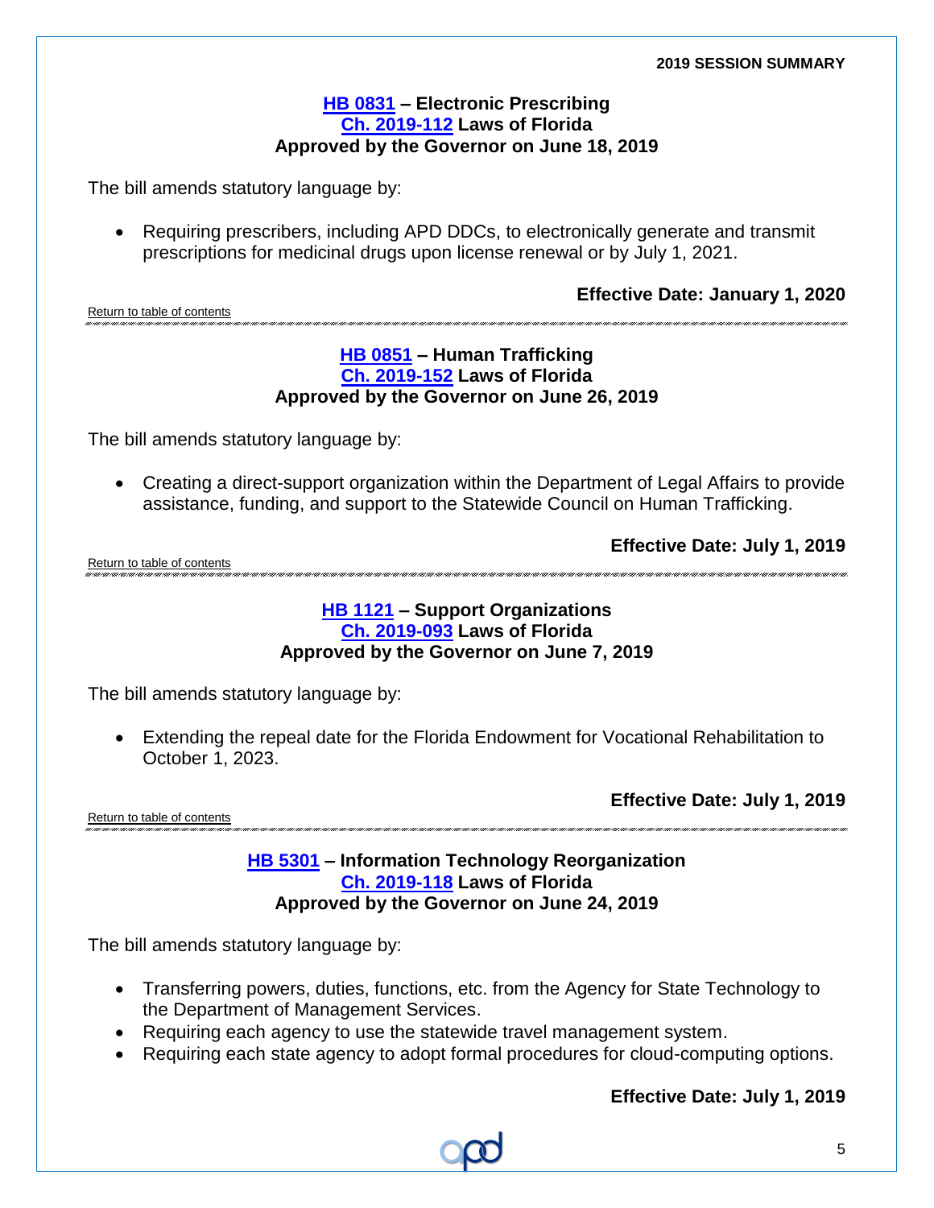### HB 0831 – Electronic Prescribing
### Ch. 2019-112 Laws of Florida
### Approved by the Governor on June 18, 2019

The bill amends statutory language by:

- Requiring prescribers, including APD DDCs, to electronically generate and transmit prescriptions for medicinal drugs upon license renewal or by July 1, 2021.

**Effective Date: January 1, 2020**

Return to table of contents

---

### HB 0851 – Human Trafficking
### Ch. 2019-152 Laws of Florida
### Approved by the Governor on June 26, 2019

The bill amends statutory language by:

- Creating a direct-support organization within the Department of Legal Affairs to provide assistance, funding, and support to the Statewide Council on Human Trafficking.

**Effective Date: July 1, 2019**

Return to table of contents

---

### HB 1121 – Support Organizations
### Ch. 2019-093 Laws of Florida
### Approved by the Governor on June 7, 2019

The bill amends statutory language by:

- Extending the repeal date for the Florida Endowment for Vocational Rehabilitation to October 1, 2023.

**Effective Date: July 1, 2019**

Return to table of contents

---

### HB 5301 – Information Technology Reorganization
### Ch. 2019-118 Laws of Florida
### Approved by the Governor on June 24, 2019

The bill amends statutory language by:

- Transferring powers, duties, functions, etc. from the Agency for State Technology to the Department of Management Services.
- Requiring each agency to use the statewide travel management system.
- Requiring each state agency to adopt formal procedures for cloud-computing options.

**Effective Date: July 1, 2019**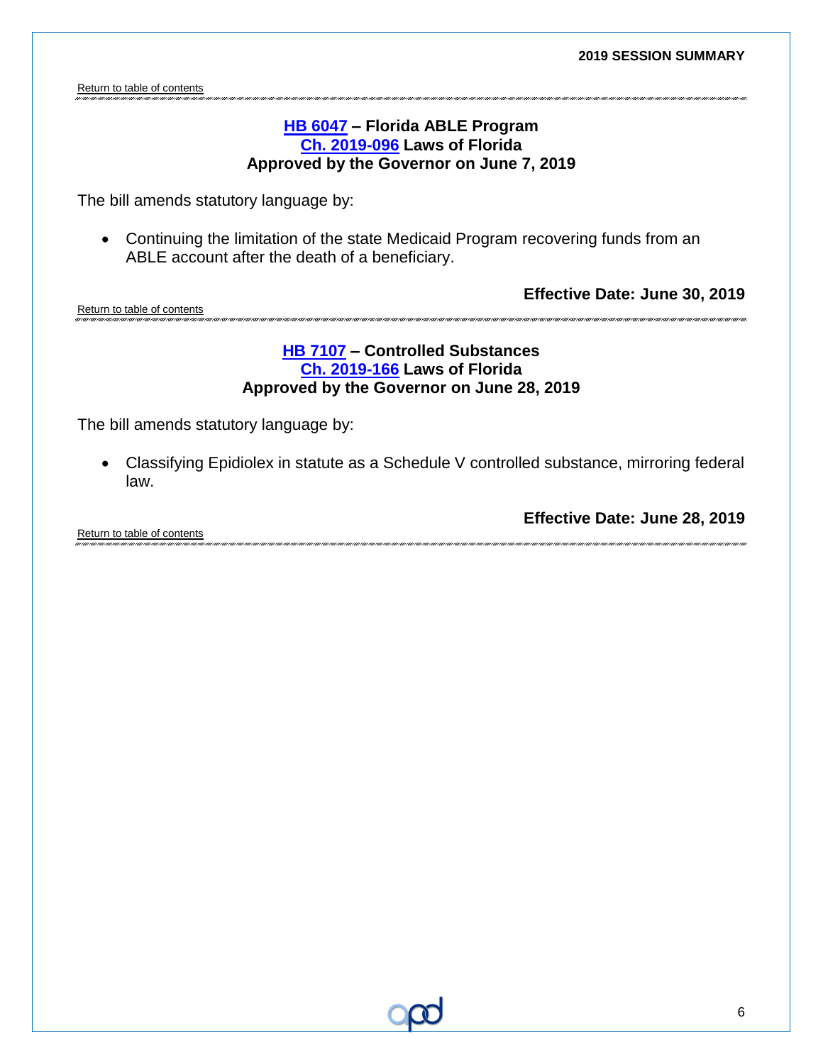Return to table of contents

### HB 6047 – Florida ABLE Program
### Ch. 2019-096 Laws of Florida
### Approved by the Governor on June 7, 2019

The bill amends statutory language by:

- Continuing the limitation of the state Medicaid Program recovering funds from an ABLE account after the death of a beneficiary.

**Effective Date: June 30, 2019**

Return to table of contents

### HB 7107 – Controlled Substances
### Ch. 2019-166 Laws of Florida
### Approved by the Governor on June 28, 2019

The bill amends statutory language by:

- Classifying Epidiolex in statute as a Schedule V controlled substance, mirroring federal law.

**Effective Date: June 28, 2019**

Return to table of contents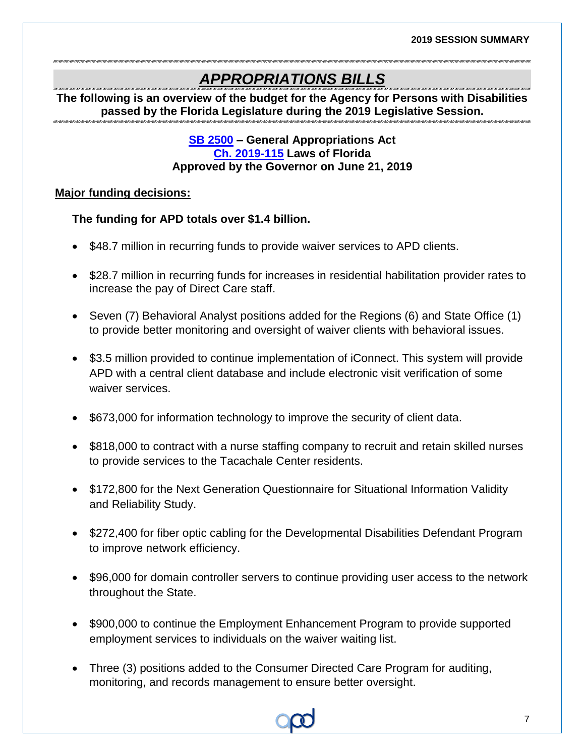# *APPROPRIATIONS BILLS*

**The following is an overview of the budget for the Agency for Persons with Disabilities passed by the Florida Legislature during the 2019 Legislative Session.**

**SB 2500 – General Appropriations Act**
**Ch. 2019-115 Laws of Florida**
**Approved by the Governor on June 21, 2019**

**Major funding decisions:**

**The funding for APD totals over $1.4 billion.**

- $48.7 million in recurring funds to provide waiver services to APD clients.
- $28.7 million in recurring funds for increases in residential habilitation provider rates to increase the pay of Direct Care staff.
- Seven (7) Behavioral Analyst positions added for the Regions (6) and State Office (1) to provide better monitoring and oversight of waiver clients with behavioral issues.
- $3.5 million provided to continue implementation of iConnect. This system will provide APD with a central client database and include electronic visit verification of some waiver services.
- $673,000 for information technology to improve the security of client data.
- $818,000 to contract with a nurse staffing company to recruit and retain skilled nurses to provide services to the Tacachale Center residents.
- $172,800 for the Next Generation Questionnaire for Situational Information Validity and Reliability Study.
- $272,400 for fiber optic cabling for the Developmental Disabilities Defendant Program to improve network efficiency.
- $96,000 for domain controller servers to continue providing user access to the network throughout the State.
- $900,000 to continue the Employment Enhancement Program to provide supported employment services to individuals on the waiver waiting list.
- Three (3) positions added to the Consumer Directed Care Program for auditing, monitoring, and records management to ensure better oversight.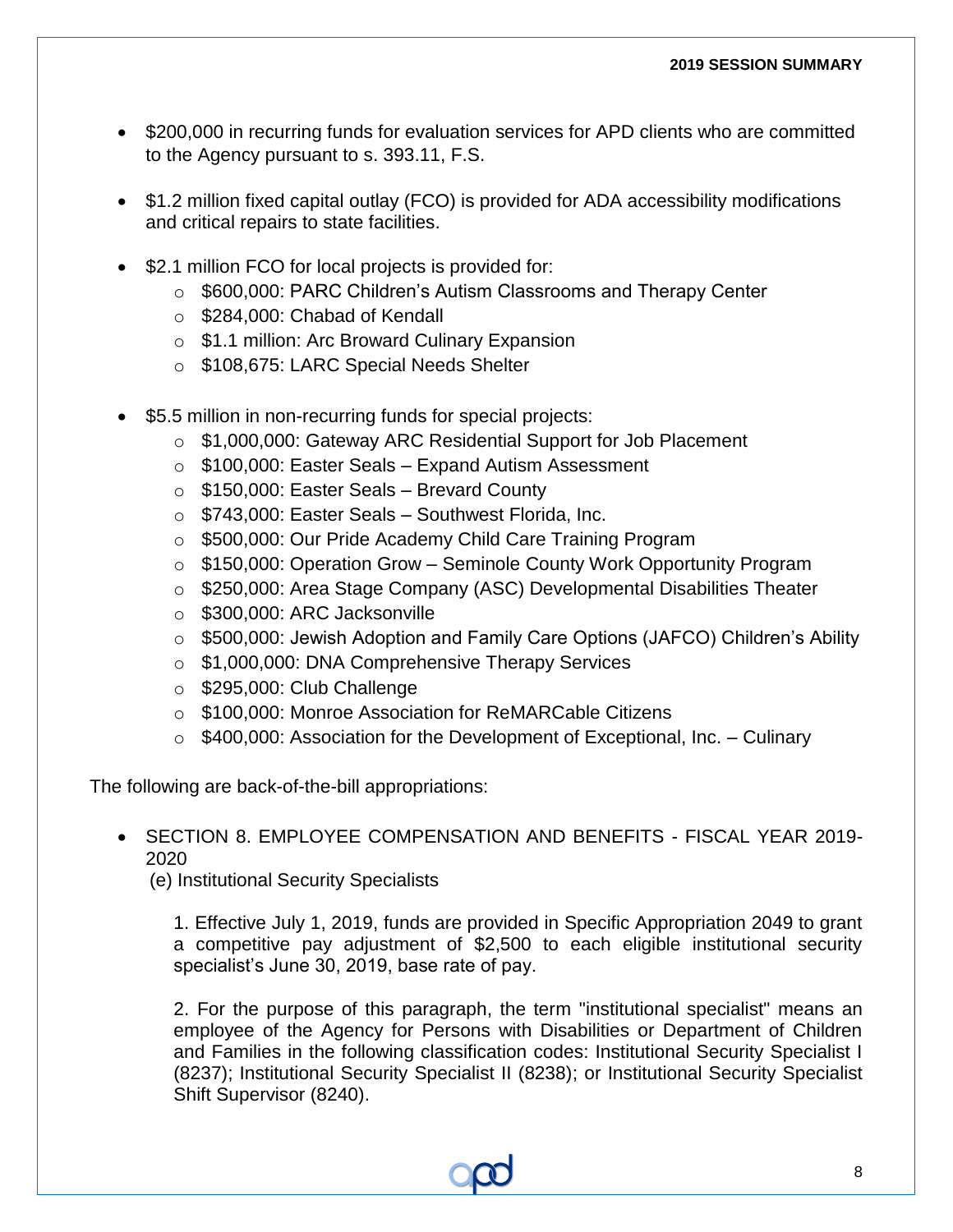- $200,000 in recurring funds for evaluation services for APD clients who are committed to the Agency pursuant to s. 393.11, F.S.

- $1.2 million fixed capital outlay (FCO) is provided for ADA accessibility modifications and critical repairs to state facilities.

- $2.1 million FCO for local projects is provided for:
  - $600,000: PARC Children's Autism Classrooms and Therapy Center
  - $284,000: Chabad of Kendall
  - $1.1 million: Arc Broward Culinary Expansion
  - $108,675: LARC Special Needs Shelter

- $5.5 million in non-recurring funds for special projects:
  - $1,000,000: Gateway ARC Residential Support for Job Placement
  - $100,000: Easter Seals – Expand Autism Assessment
  - $150,000: Easter Seals – Brevard County
  - $743,000: Easter Seals – Southwest Florida, Inc.
  - $500,000: Our Pride Academy Child Care Training Program
  - $150,000: Operation Grow – Seminole County Work Opportunity Program
  - $250,000: Area Stage Company (ASC) Developmental Disabilities Theater
  - $300,000: ARC Jacksonville
  - $500,000: Jewish Adoption and Family Care Options (JAFCO) Children's Ability
  - $1,000,000: DNA Comprehensive Therapy Services
  - $295,000: Club Challenge
  - $100,000: Monroe Association for ReMARCable Citizens
  - $400,000: Association for the Development of Exceptional, Inc. – Culinary

The following are back-of-the-bill appropriations:

- SECTION 8. EMPLOYEE COMPENSATION AND BENEFITS - FISCAL YEAR 2019-2020
  (e) Institutional Security Specialists

  1. Effective July 1, 2019, funds are provided in Specific Appropriation 2049 to grant a competitive pay adjustment of $2,500 to each eligible institutional security specialist's June 30, 2019, base rate of pay.

  2. For the purpose of this paragraph, the term "institutional specialist" means an employee of the Agency for Persons with Disabilities or Department of Children and Families in the following classification codes: Institutional Security Specialist I (8237); Institutional Security Specialist II (8238); or Institutional Security Specialist Shift Supervisor (8240).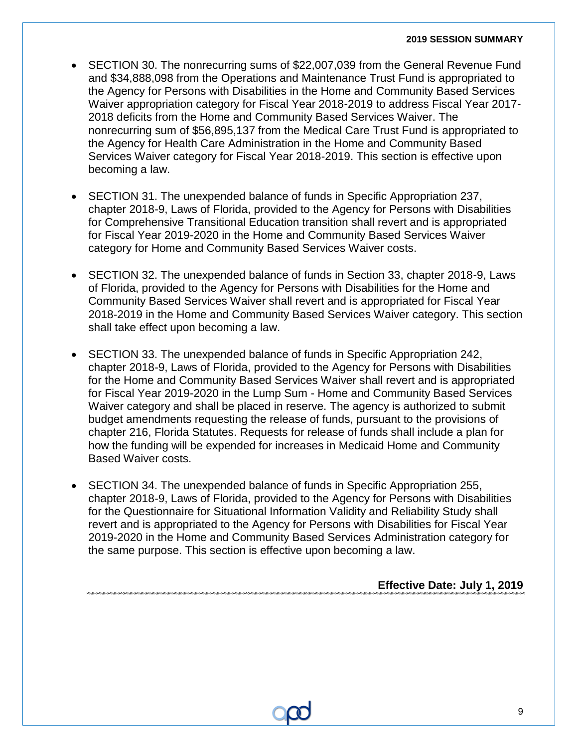- SECTION 30. The nonrecurring sums of $22,007,039 from the General Revenue Fund and $34,888,098 from the Operations and Maintenance Trust Fund is appropriated to the Agency for Persons with Disabilities in the Home and Community Based Services Waiver appropriation category for Fiscal Year 2018-2019 to address Fiscal Year 2017-2018 deficits from the Home and Community Based Services Waiver. The nonrecurring sum of $56,895,137 from the Medical Care Trust Fund is appropriated to the Agency for Health Care Administration in the Home and Community Based Services Waiver category for Fiscal Year 2018-2019. This section is effective upon becoming a law.

- SECTION 31. The unexpended balance of funds in Specific Appropriation 237, chapter 2018-9, Laws of Florida, provided to the Agency for Persons with Disabilities for Comprehensive Transitional Education transition shall revert and is appropriated for Fiscal Year 2019-2020 in the Home and Community Based Services Waiver category for Home and Community Based Services Waiver costs.

- SECTION 32. The unexpended balance of funds in Section 33, chapter 2018-9, Laws of Florida, provided to the Agency for Persons with Disabilities for the Home and Community Based Services Waiver shall revert and is appropriated for Fiscal Year 2018-2019 in the Home and Community Based Services Waiver category. This section shall take effect upon becoming a law.

- SECTION 33. The unexpended balance of funds in Specific Appropriation 242, chapter 2018-9, Laws of Florida, provided to the Agency for Persons with Disabilities for the Home and Community Based Services Waiver shall revert and is appropriated for Fiscal Year 2019-2020 in the Lump Sum - Home and Community Based Services Waiver category and shall be placed in reserve. The agency is authorized to submit budget amendments requesting the release of funds, pursuant to the provisions of chapter 216, Florida Statutes. Requests for release of funds shall include a plan for how the funding will be expended for increases in Medicaid Home and Community Based Waiver costs.

- SECTION 34. The unexpended balance of funds in Specific Appropriation 255, chapter 2018-9, Laws of Florida, provided to the Agency for Persons with Disabilities for the Questionnaire for Situational Information Validity and Reliability Study shall revert and is appropriated to the Agency for Persons with Disabilities for Fiscal Year 2019-2020 in the Home and Community Based Services Administration category for the same purpose. This section is effective upon becoming a law.

**Effective Date: July 1, 2019**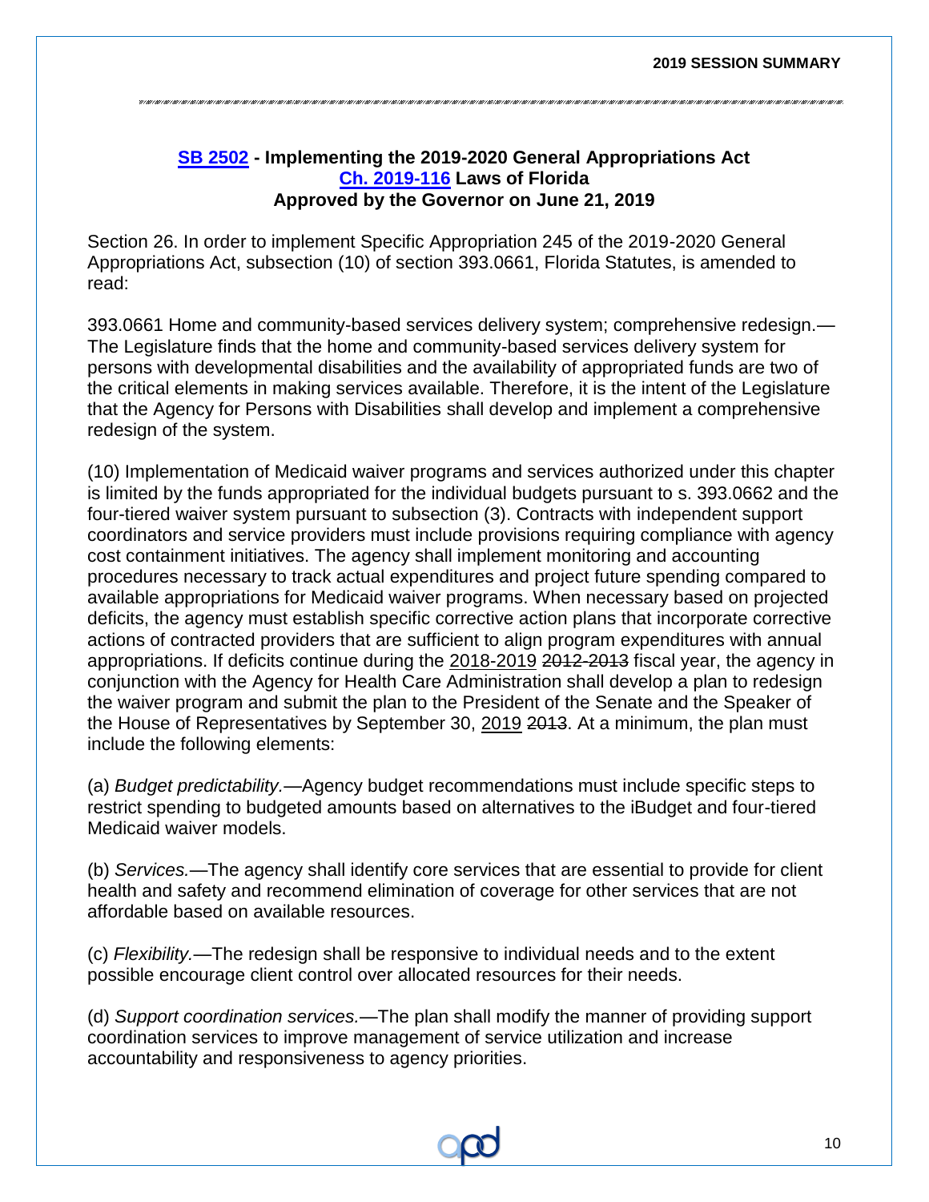## SB 2502 - Implementing the 2019-2020 General Appropriations Act
## Ch. 2019-116 Laws of Florida
## Approved by the Governor on June 21, 2019

Section 26. In order to implement Specific Appropriation 245 of the 2019-2020 General Appropriations Act, subsection (10) of section 393.0661, Florida Statutes, is amended to read:

393.0661 Home and community-based services delivery system; comprehensive redesign.—The Legislature finds that the home and community-based services delivery system for persons with developmental disabilities and the availability of appropriated funds are two of the critical elements in making services available. Therefore, it is the intent of the Legislature that the Agency for Persons with Disabilities shall develop and implement a comprehensive redesign of the system.

(10) Implementation of Medicaid waiver programs and services authorized under this chapter is limited by the funds appropriated for the individual budgets pursuant to s. 393.0662 and the four-tiered waiver system pursuant to subsection (3). Contracts with independent support coordinators and service providers must include provisions requiring compliance with agency cost containment initiatives. The agency shall implement monitoring and accounting procedures necessary to track actual expenditures and project future spending compared to available appropriations for Medicaid waiver programs. When necessary based on projected deficits, the agency must establish specific corrective action plans that incorporate corrective actions of contracted providers that are sufficient to align program expenditures with annual appropriations. If deficits continue during the <u>2018-2019</u> ~~2012-2013~~ fiscal year, the agency in conjunction with the Agency for Health Care Administration shall develop a plan to redesign the waiver program and submit the plan to the President of the Senate and the Speaker of the House of Representatives by September 30, <u>2019</u> ~~2013~~. At a minimum, the plan must include the following elements:

(a) *Budget predictability.*—Agency budget recommendations must include specific steps to restrict spending to budgeted amounts based on alternatives to the iBudget and four-tiered Medicaid waiver models.

(b) *Services.*—The agency shall identify core services that are essential to provide for client health and safety and recommend elimination of coverage for other services that are not affordable based on available resources.

(c) *Flexibility.*—The redesign shall be responsive to individual needs and to the extent possible encourage client control over allocated resources for their needs.

(d) *Support coordination services.*—The plan shall modify the manner of providing support coordination services to improve management of service utilization and increase accountability and responsiveness to agency priorities.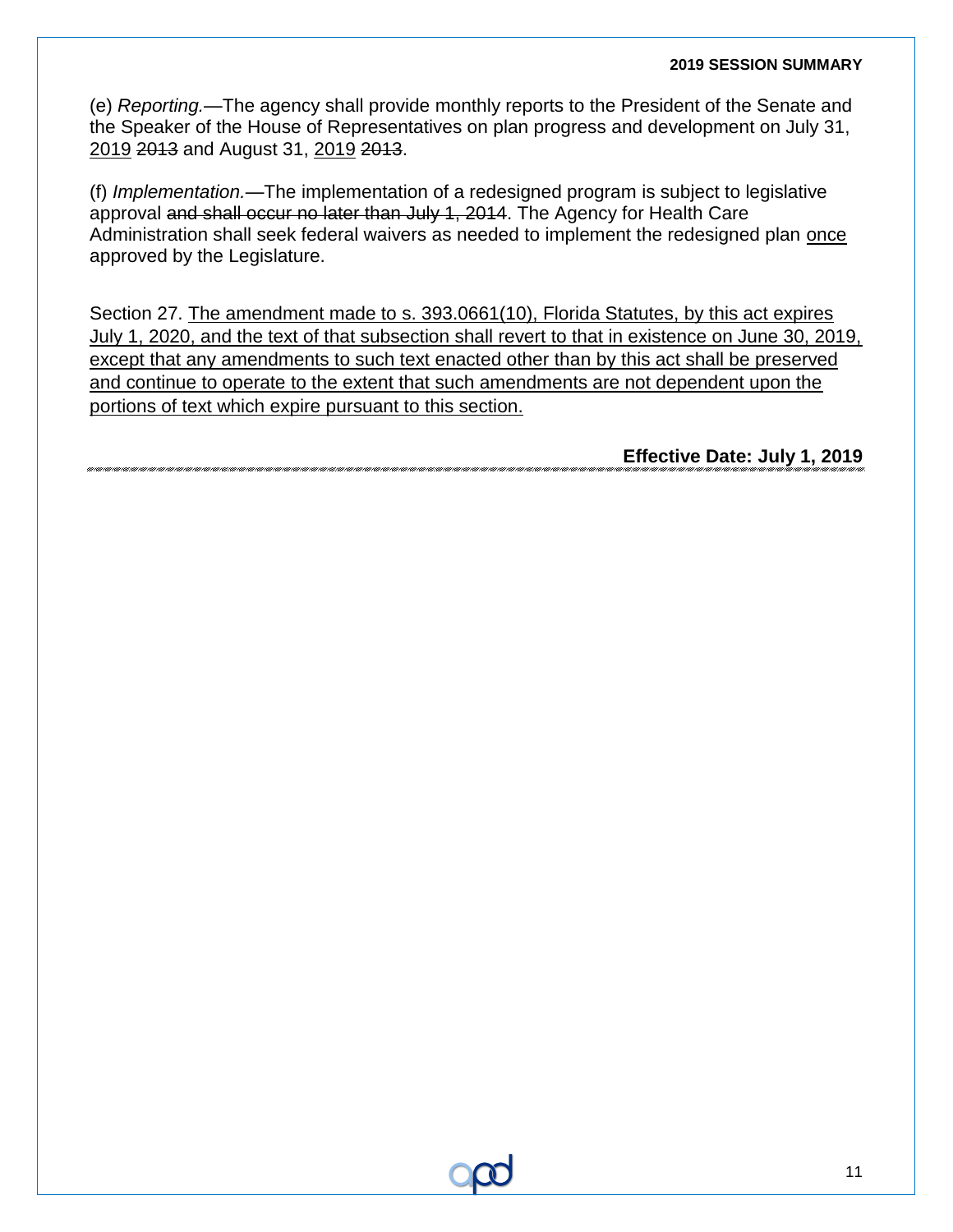(e) *Reporting.*—The agency shall provide monthly reports to the President of the Senate and the Speaker of the House of Representatives on plan progress and development on July 31, <u>2019</u> ~~2013~~ and August 31, <u>2019</u> ~~2013~~.

(f) *Implementation.*—The implementation of a redesigned program is subject to legislative approval ~~and shall occur no later than July 1, 2014~~. The Agency for Health Care Administration shall seek federal waivers as needed to implement the redesigned plan <u>once</u> approved by the Legislature.

Section 27. <u>The amendment made to s. 393.0661(10), Florida Statutes, by this act expires July 1, 2020, and the text of that subsection shall revert to that in existence on June 30, 2019, except that any amendments to such text enacted other than by this act shall be preserved and continue to operate to the extent that such amendments are not dependent upon the portions of text which expire pursuant to this section.</u>

**Effective Date: July 1, 2019**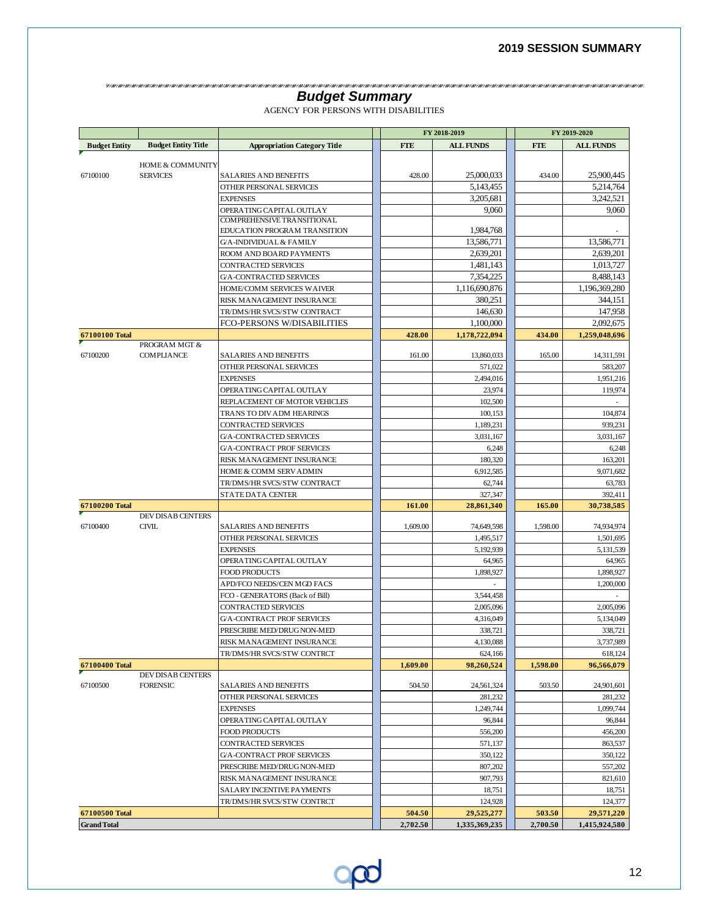## Budget Summary

AGENCY FOR PERSONS WITH DISABILITIES

| Budget Entity | Budget Entity Title | Appropriation Category Title | FY 2018-2019 FTE | FY 2018-2019 ALL FUNDS | FY 2019-2020 FTE | FY 2019-2020 ALL FUNDS |
|---|---|---|---|---|---|---|
| 67100100 | HOME & COMMUNITY SERVICES | SALARIES AND BENEFITS | 428.00 | 25,000,033 | 434.00 | 25,900,445 |
| | | OTHER PERSONAL SERVICES | | 5,143,455 | | 5,214,764 |
| | | EXPENSES | | 3,205,681 | | 3,242,521 |
| | | OPERATING CAPITAL OUTLAY | | 9,060 | | 9,060 |
| | | COMPREHENSIVE TRANSITIONAL EDUCATION PROGRAM TRANSITION | | 1,984,768 | | - |
| | | G/A-INDIVIDUAL & FAMILY | | 13,586,771 | | 13,586,771 |
| | | ROOM AND BOARD PAYMENTS | | 2,639,201 | | 2,639,201 |
| | | CONTRACTED SERVICES | | 1,481,143 | | 1,013,727 |
| | | G/A-CONTRACTED SERVICES | | 7,354,225 | | 8,488,143 |
| | | HOME/COMM SERVICES WAIVER | | 1,116,690,876 | | 1,196,369,280 |
| | | RISK MANAGEMENT INSURANCE | | 380,251 | | 344,151 |
| | | TR/DMS/HR SVCS/STW CONTRACT | | 146,630 | | 147,958 |
| | | FCO-PERSONS W/DISABILITIES | | 1,100,000 | | 2,092,675 |
| **67100100 Total** | | | **428.00** | **1,178,722,094** | **434.00** | **1,259,048,696** |
| 67100200 | PROGRAM MGT & COMPLIANCE | SALARIES AND BENEFITS | 161.00 | 13,860,033 | 165.00 | 14,311,591 |
| | | OTHER PERSONAL SERVICES | | 571,022 | | 583,207 |
| | | EXPENSES | | 2,494,016 | | 1,951,216 |
| | | OPERATING CAPITAL OUTLAY | | 23,974 | | 119,974 |
| | | REPLACEMENT OF MOTOR VEHICLES | | 102,500 | | - |
| | | TRANS TO DIV ADM HEARINGS | | 100,153 | | 104,874 |
| | | CONTRACTED SERVICES | | 1,189,231 | | 939,231 |
| | | G/A-CONTRACTED SERVICES | | 3,031,167 | | 3,031,167 |
| | | G/A-CONTRACT PROF SERVICES | | 6,248 | | 6,248 |
| | | RISK MANAGEMENT INSURANCE | | 180,320 | | 163,201 |
| | | HOME & COMM SERV ADMIN | | 6,912,585 | | 9,071,682 |
| | | TR/DMS/HR SVCS/STW CONTRACT | | 62,744 | | 63,783 |
| | | STATE DATA CENTER | | 327,347 | | 392,411 |
| **67100200 Total** | | | **161.00** | **28,861,340** | **165.00** | **30,738,585** |
| 67100400 | DEV DISAB CENTERS CIVIL | SALARIES AND BENEFITS | 1,609.00 | 74,649,598 | 1,598.00 | 74,934,974 |
| | | OTHER PERSONAL SERVICES | | 1,495,517 | | 1,501,695 |
| | | EXPENSES | | 5,192,939 | | 5,131,539 |
| | | OPERATING CAPITAL OUTLAY | | 64,965 | | 64,965 |
| | | FOOD PRODUCTS | | 1,898,927 | | 1,898,927 |
| | | APD/FCO NEEDS/CEN MGD FACS | | - | | 1,200,000 |
| | | FCO - GENERATORS (Back of Bill) | | 3,544,458 | | - |
| | | CONTRACTED SERVICES | | 2,005,096 | | 2,005,096 |
| | | G/A-CONTRACT PROF SERVICES | | 4,316,049 | | 5,134,049 |
| | | PRESCRIBE MED/DRUG NON-MED | | 338,721 | | 338,721 |
| | | RISK MANAGEMENT INSURANCE | | 4,130,088 | | 3,737,989 |
| | | TR/DMS/HR SVCS/STW CONTRCT | | 624,166 | | 618,124 |
| **67100400 Total** | | | **1,609.00** | **98,260,524** | **1,598.00** | **96,566,079** |
| 67100500 | DEV DISAB CENTERS FORENSIC | SALARIES AND BENEFITS | 504.50 | 24,561,324 | 503.50 | 24,901,601 |
| | | OTHER PERSONAL SERVICES | | 281,232 | | 281,232 |
| | | EXPENSES | | 1,249,744 | | 1,099,744 |
| | | OPERATING CAPITAL OUTLAY | | 96,844 | | 96,844 |
| | | FOOD PRODUCTS | | 556,200 | | 456,200 |
| | | CONTRACTED SERVICES | | 571,137 | | 863,537 |
| | | G/A-CONTRACT PROF SERVICES | | 350,122 | | 350,122 |
| | | PRESCRIBE MED/DRUG NON-MED | | 807,202 | | 557,202 |
| | | RISK MANAGEMENT INSURANCE | | 907,793 | | 821,610 |
| | | SALARY INCENTIVE PAYMENTS | | 18,751 | | 18,751 |
| | | TR/DMS/HR SVCS/STW CONTRCT | | 124,928 | | 124,377 |
| **67100500 Total** | | | **504.50** | **29,525,277** | **503.50** | **29,571,220** |
| **Grand Total** | | | **2,702.50** | **1,335,369,235** | **2,700.50** | **1,415,924,580** |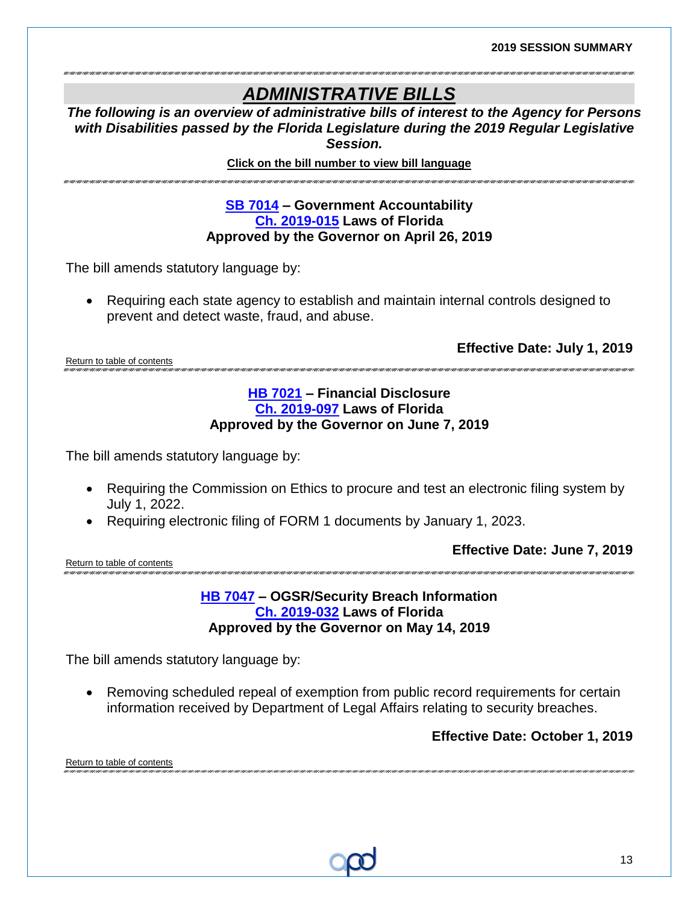# *ADMINISTRATIVE BILLS*

***The following is an overview of administrative bills of interest to the Agency for Persons with Disabilities passed by the Florida Legislature during the 2019 Regular Legislative Session.***

**Click on the bill number to view bill language**

---

### SB 7014 – Government Accountability
### Ch. 2019-015 Laws of Florida
### Approved by the Governor on April 26, 2019

The bill amends statutory language by:

- Requiring each state agency to establish and maintain internal controls designed to prevent and detect waste, fraud, and abuse.

**Effective Date: July 1, 2019**

Return to table of contents

---

### HB 7021 – Financial Disclosure
### Ch. 2019-097 Laws of Florida
### Approved by the Governor on June 7, 2019

The bill amends statutory language by:

- Requiring the Commission on Ethics to procure and test an electronic filing system by July 1, 2022.
- Requiring electronic filing of FORM 1 documents by January 1, 2023.

**Effective Date: June 7, 2019**

Return to table of contents

---

### HB 7047 – OGSR/Security Breach Information
### Ch. 2019-032 Laws of Florida
### Approved by the Governor on May 14, 2019

The bill amends statutory language by:

- Removing scheduled repeal of exemption from public record requirements for certain information received by Department of Legal Affairs relating to security breaches.

**Effective Date: October 1, 2019**

Return to table of contents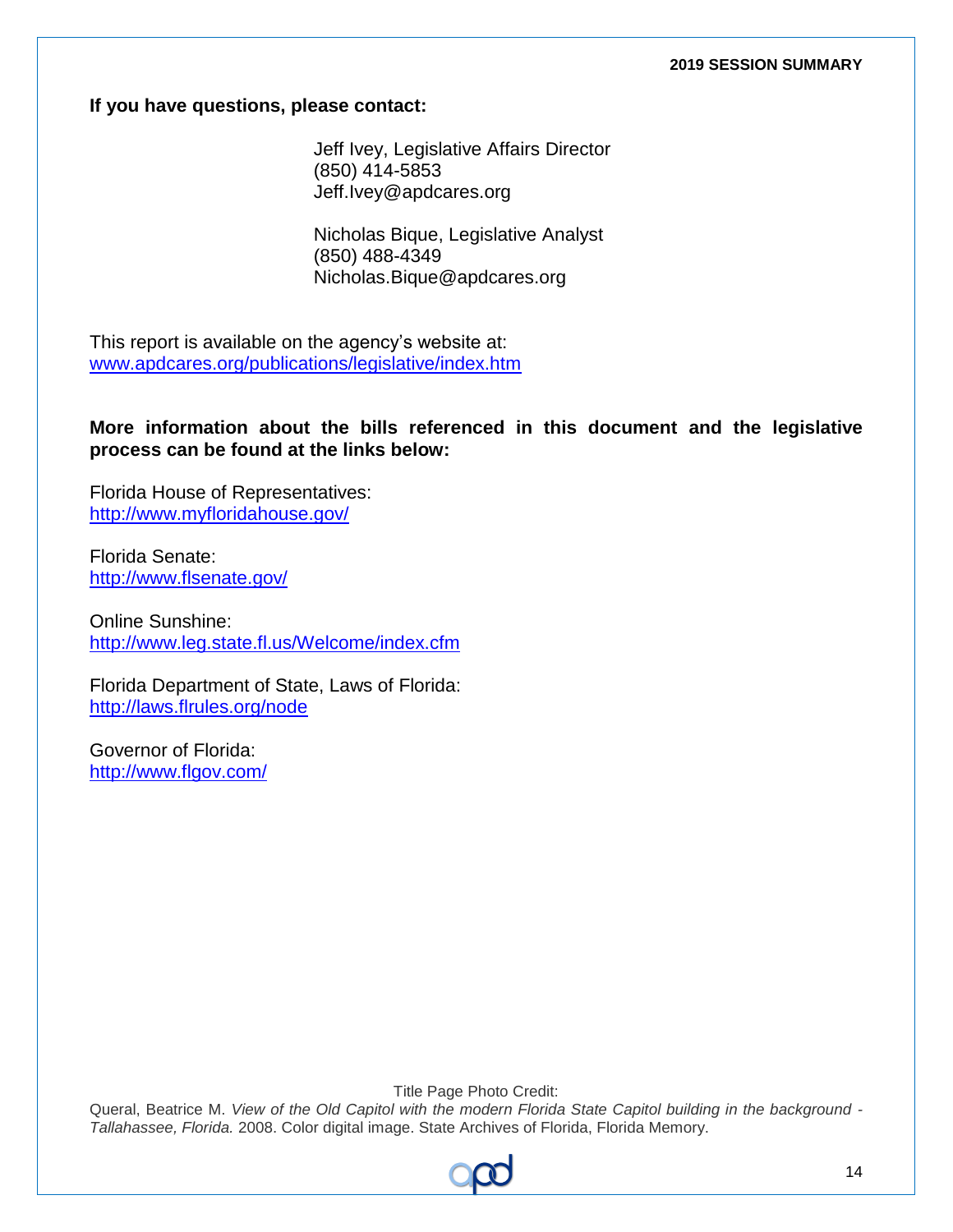**If you have questions, please contact:**

Jeff Ivey, Legislative Affairs Director
(850) 414-5853
Jeff.Ivey@apdcares.org

Nicholas Bique, Legislative Analyst
(850) 488-4349
Nicholas.Bique@apdcares.org

This report is available on the agency's website at:
www.apdcares.org/publications/legislative/index.htm

**More information about the bills referenced in this document and the legislative process can be found at the links below:**

Florida House of Representatives:
http://www.myfloridahouse.gov/

Florida Senate:
http://www.flsenate.gov/

Online Sunshine:
http://www.leg.state.fl.us/Welcome/index.cfm

Florida Department of State, Laws of Florida:
http://laws.flrules.org/node

Governor of Florida:
http://www.flgov.com/

Title Page Photo Credit:
Queral, Beatrice M. *View of the Old Capitol with the modern Florida State Capitol building in the background - Tallahassee, Florida.* 2008. Color digital image. State Archives of Florida, Florida Memory.